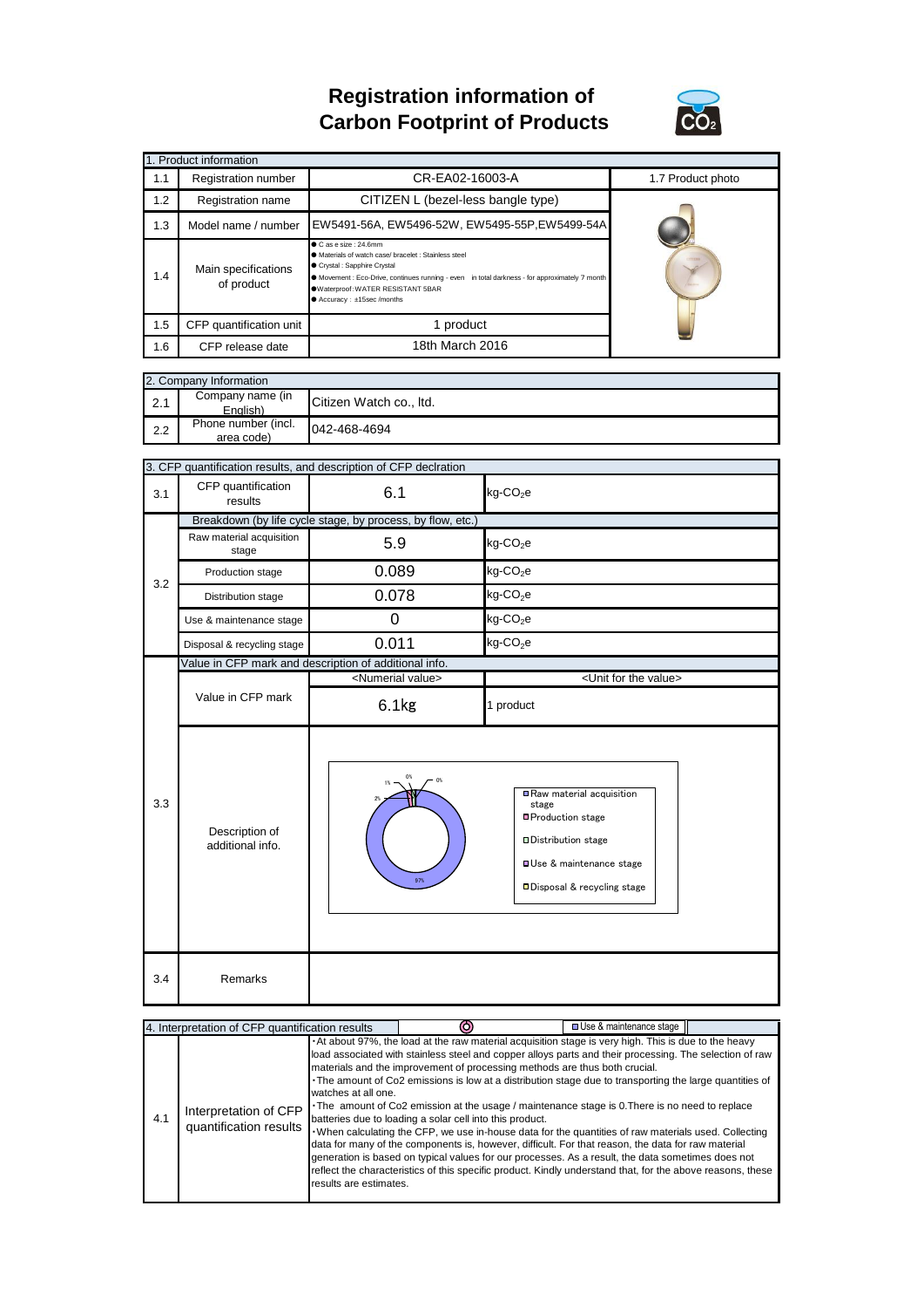# Registration information of Carbon Footprint of Products

| 1. Product information | | | |
|---|---|---|---|
| 1.1 | Registration number | CR-EA02-16003-A | 1.7 Product photo |
| 1.2 | Registration name | CITIZEN L (bezel-less bangle type) | |
| 1.3 | Model name / number | EW5491-56A, EW5496-52W, EW5495-55P,EW5499-54A | |
| 1.4 | Main specifications of product | ● Case size : 24.6mm<br>● Materials of watch case/ bracelet : Stainless steel<br>● Crystal : Sapphire Crystal<br>● Movement : Eco-Drive, continues running - even in total darkness - for approximately 7 month<br>●Waterproof: WATER RESISTANT 5BAR<br>● Accuracy : ±15sec /months | |
| 1.5 | CFP quantification unit | 1 product | |
| 1.6 | CFP release date | 18th March 2016 | |

| 2. Company Information | | |
|---|---|---|
| 2.1 | Company name (in English) | Citizen Watch co., ltd. |
| 2.2 | Phone number (incl. area code) | 042-468-4694 |

| 3. CFP quantification results, and description of CFP declration | | | |
|---|---|---|---|
| 3.1 | CFP quantification results | 6.1 | kg-$CO_2$e |
| 3.2 | Breakdown (by life cycle stage, by process, by flow, etc.) | | |
| | Raw material acquisition stage | 5.9 | kg-$CO_2$e |
| | Production stage | 0.089 | kg-$CO_2$e |
| | Distribution stage | 0.078 | kg-$CO_2$e |
| | Use & maintenance stage | 0 | kg-$CO_2$e |
| | Disposal & recycling stage | 0.011 | kg-$CO_2$e |
| 3.3 | Value in CFP mark and description of additional info. | | |
| | | <Numerial value> | <Unit for the value> |
| | Value in CFP mark | 6.1kg | 1 product |
| | Description of additional info. | Raw material acquisition stage 97%, Production stage 1%, Distribution stage 1%, Use & maintenance stage 0%, Disposal & recycling stage 0% | |
| 3.4 | Remarks | | |

| 4. Interpretation of CFP quantification results | | |
|---|---|---|
| 4.1 | Interpretation of CFP quantification results | ・At about 97%, the load at the raw material acquisition stage is very high. This is due to the heavy load associated with stainless steel and copper alloys parts and their processing. The selection of raw materials and the improvement of processing methods are thus both crucial.<br>・The amount of Co2 emissions is low at a distribution stage due to transporting the large quantities of watches at all one.<br>・The amount of Co2 emission at the usage / maintenance stage is 0.There is no need to replace batteries due to loading a solar cell into this product.<br>・When calculating the CFP, we use in-house data for the quantities of raw materials used. Collecting data for many of the components is, however, difficult. For that reason, the data for raw material generation is based on typical values for our processes. As a result, the data sometimes does not reflect the characteristics of this specific product. Kindly understand that, for the above reasons, these results are estimates. |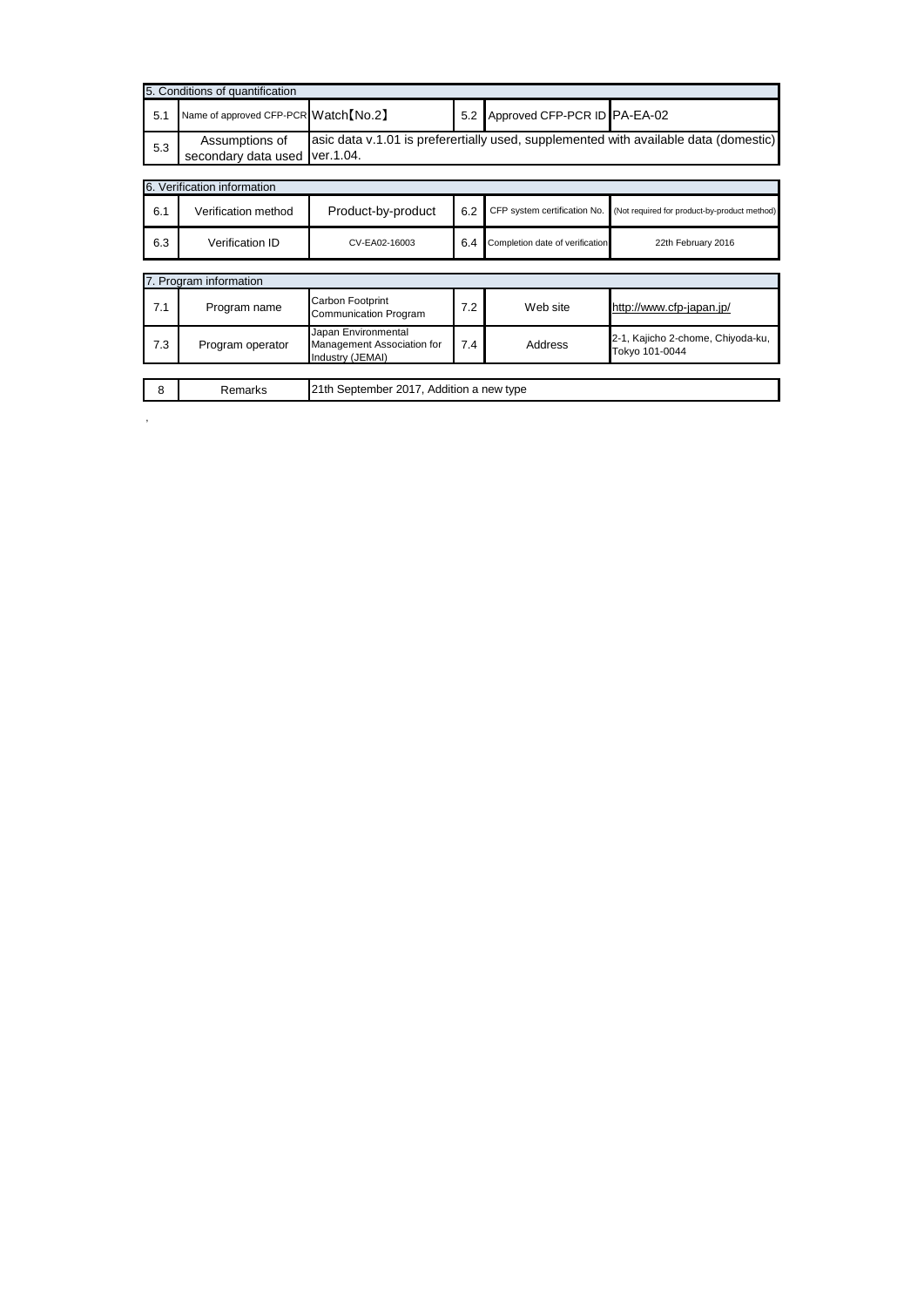| 5. Conditions of quantification | | | | |
|---|---|---|---|---|
| 5.1 | Name of approved CFP-PCR | Watch【No.2】 | 5.2 | Approved CFP-PCR ID | PA-EA-02 |
| 5.3 | Assumptions of secondary data used | asic data v.1.01 is preferertially used, supplemented with available data (domestic) ver.1.04. | | | |

| 6. Verification information | | | | | |
|---|---|---|---|---|---|
| 6.1 | Verification method | Product-by-product | 6.2 | CFP system certification No. | (Not required for product-by-product method) |
| 6.3 | Verification ID | CV-EA02-16003 | 6.4 | Completion date of verification | 22th February 2016 |

| 7. Program information | | | | | |
|---|---|---|---|---|---|
| 7.1 | Program name | Carbon Footprint Communication Program | 7.2 | Web site | http://www.cfp-japan.jp/ |
| 7.3 | Program operator | Japan Environmental Management Association for Industry (JEMAI) | 7.4 | Address | 2-1, Kajicho 2-chome, Chiyoda-ku, Tokyo 101-0044 |

| | | |
|---|---|---|
| 8 | Remarks | 21th September 2017, Addition a new type |

,